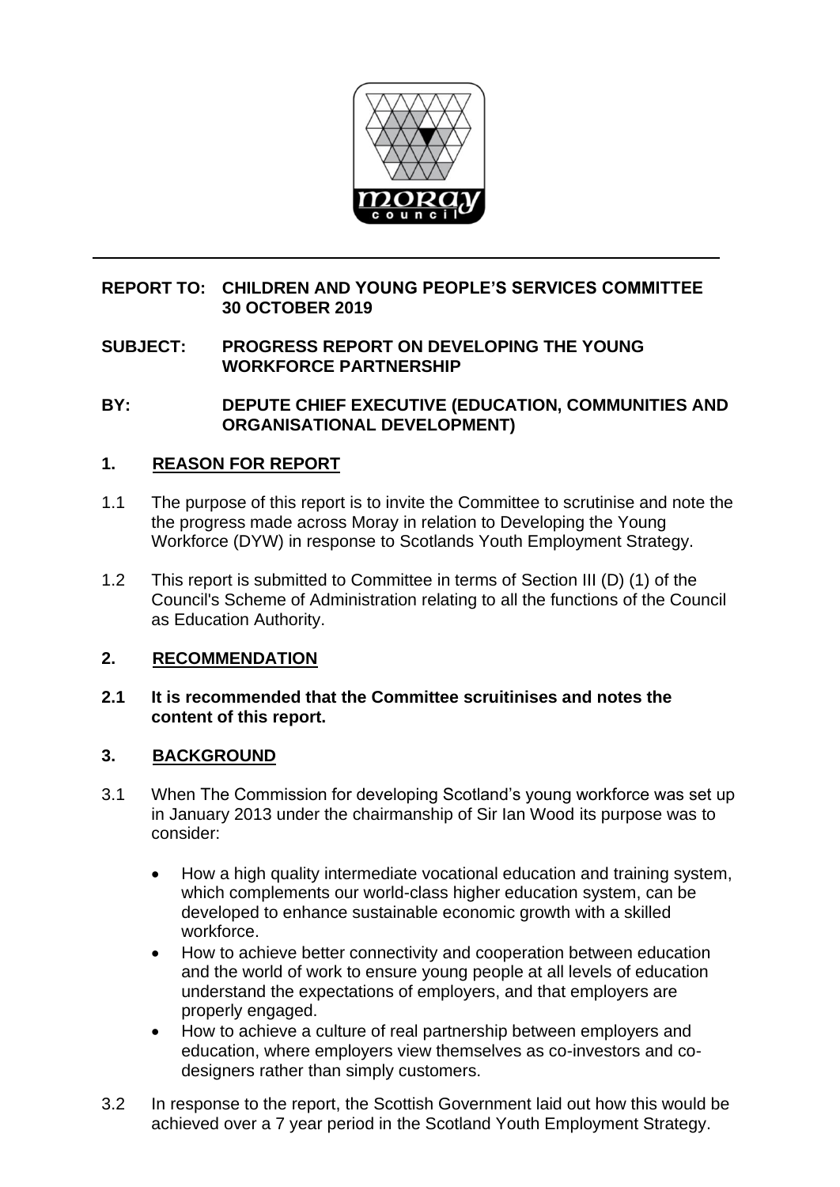**REPORT TO: CHILDREN AND YOUNG PEOPLE'S SERVICES COMMITTEE 30 OCTOBER 2019**

**SUBJECT: PROGRESS REPORT ON DEVELOPING THE YOUNG WORKFORCE PARTNERSHIP**

**BY: DEPUTE CHIEF EXECUTIVE (EDUCATION, COMMUNITIES AND ORGANISATIONAL DEVELOPMENT)**

## 1. REASON FOR REPORT

1.1 The purpose of this report is to invite the Committee to scrutinise and note the the progress made across Moray in relation to Developing the Young Workforce (DYW) in response to Scotlands Youth Employment Strategy.

1.2 This report is submitted to Committee in terms of Section III (D) (1) of the Council's Scheme of Administration relating to all the functions of the Council as Education Authority.

## 2. RECOMMENDATION

**2.1 It is recommended that the Committee scruitinises and notes the content of this report.**

## 3. BACKGROUND

3.1 When The Commission for developing Scotland's young workforce was set up in January 2013 under the chairmanship of Sir Ian Wood its purpose was to consider:

- How a high quality intermediate vocational education and training system, which complements our world-class higher education system, can be developed to enhance sustainable economic growth with a skilled workforce.
- How to achieve better connectivity and cooperation between education and the world of work to ensure young people at all levels of education understand the expectations of employers, and that employers are properly engaged.
- How to achieve a culture of real partnership between employers and education, where employers view themselves as co-investors and co-designers rather than simply customers.

3.2 In response to the report, the Scottish Government laid out how this would be achieved over a 7 year period in the Scotland Youth Employment Strategy.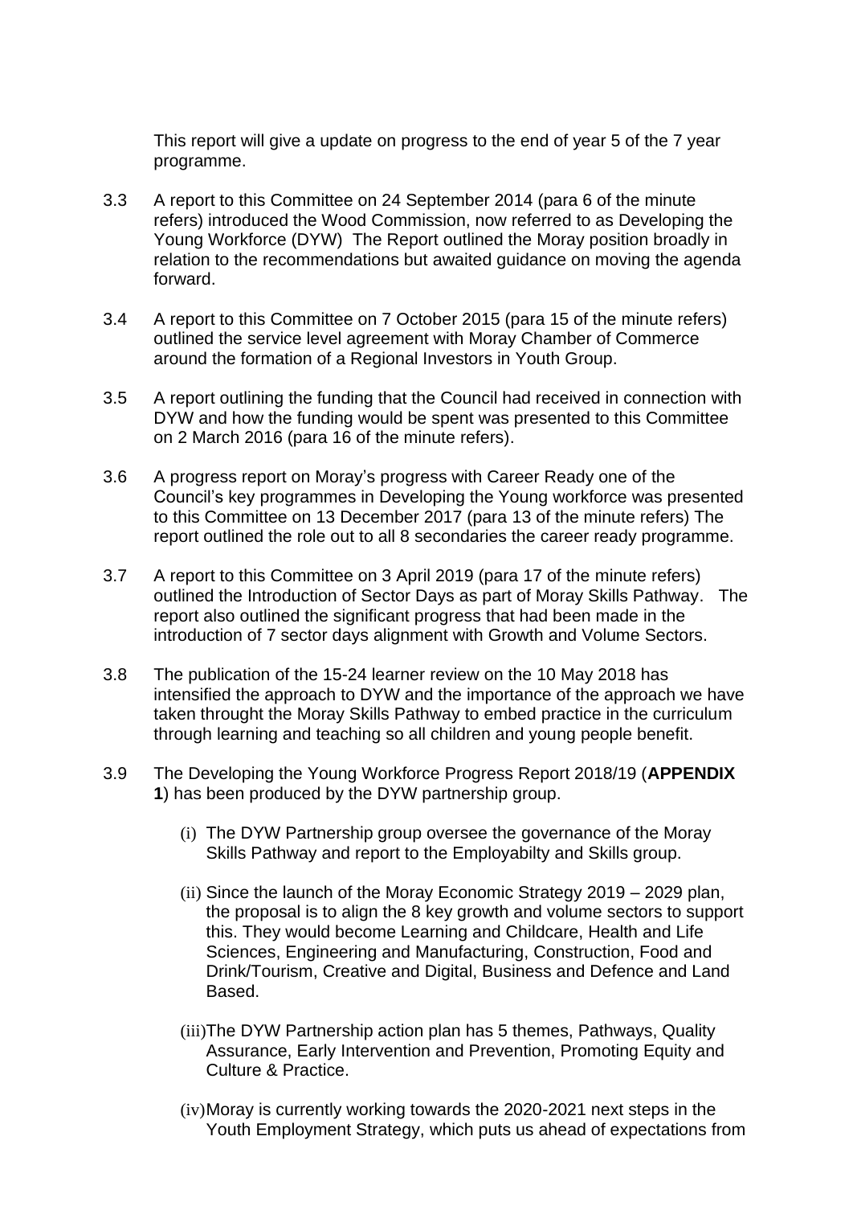This report will give a update on progress to the end of year 5 of the 7 year programme.

3.3 A report to this Committee on 24 September 2014 (para 6 of the minute refers) introduced the Wood Commission, now referred to as Developing the Young Workforce (DYW) The Report outlined the Moray position broadly in relation to the recommendations but awaited guidance on moving the agenda forward.

3.4 A report to this Committee on 7 October 2015 (para 15 of the minute refers) outlined the service level agreement with Moray Chamber of Commerce around the formation of a Regional Investors in Youth Group.

3.5 A report outlining the funding that the Council had received in connection with DYW and how the funding would be spent was presented to this Committee on 2 March 2016 (para 16 of the minute refers).

3.6 A progress report on Moray's progress with Career Ready one of the Council's key programmes in Developing the Young workforce was presented to this Committee on 13 December 2017 (para 13 of the minute refers) The report outlined the role out to all 8 secondaries the career ready programme.

3.7 A report to this Committee on 3 April 2019 (para 17 of the minute refers) outlined the Introduction of Sector Days as part of Moray Skills Pathway. The report also outlined the significant progress that had been made in the introduction of 7 sector days alignment with Growth and Volume Sectors.

3.8 The publication of the 15-24 learner review on the 10 May 2018 has intensified the approach to DYW and the importance of the approach we have taken throught the Moray Skills Pathway to embed practice in the curriculum through learning and teaching so all children and young people benefit.

3.9 The Developing the Young Workforce Progress Report 2018/19 (**APPENDIX 1**) has been produced by the DYW partnership group.

(i) The DYW Partnership group oversee the governance of the Moray Skills Pathway and report to the Employabilty and Skills group.

(ii) Since the launch of the Moray Economic Strategy 2019 – 2029 plan, the proposal is to align the 8 key growth and volume sectors to support this. They would become Learning and Childcare, Health and Life Sciences, Engineering and Manufacturing, Construction, Food and Drink/Tourism, Creative and Digital, Business and Defence and Land Based.

(iii) The DYW Partnership action plan has 5 themes, Pathways, Quality Assurance, Early Intervention and Prevention, Promoting Equity and Culture & Practice.

(iv) Moray is currently working towards the 2020-2021 next steps in the Youth Employment Strategy, which puts us ahead of expectations from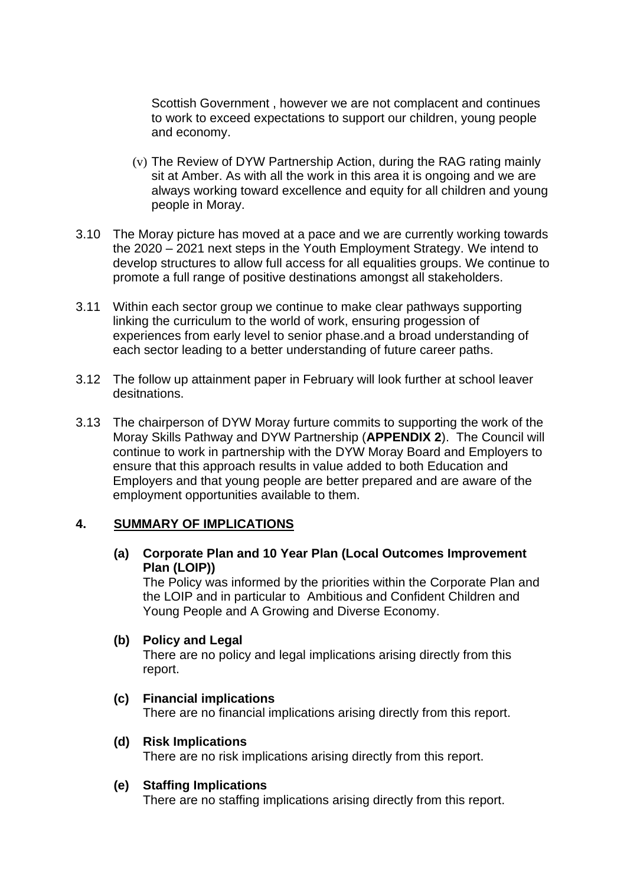Scottish Government , however we are not complacent and continues to work to exceed expectations to support our children, young people and economy.

(v) The Review of DYW Partnership Action, during the RAG rating mainly sit at Amber. As with all the work in this area it is ongoing and we are always working toward excellence and equity for all children and young people in Moray.

3.10 The Moray picture has moved at a pace and we are currently working towards the 2020 – 2021 next steps in the Youth Employment Strategy. We intend to develop structures to allow full access for all equalities groups. We continue to promote a full range of positive destinations amongst all stakeholders.

3.11 Within each sector group we continue to make clear pathways supporting linking the curriculum to the world of work, ensuring progession of experiences from early level to senior phase.and a broad understanding of each sector leading to a better understanding of future career paths.

3.12 The follow up attainment paper in February will look further at school leaver desitnations.

3.13 The chairperson of DYW Moray furture commits to supporting the work of the Moray Skills Pathway and DYW Partnership (**APPENDIX 2**). The Council will continue to work in partnership with the DYW Moray Board and Employers to ensure that this approach results in value added to both Education and Employers and that young people are better prepared and are aware of the employment opportunities available to them.

## 4. SUMMARY OF IMPLICATIONS

**(a) Corporate Plan and 10 Year Plan (Local Outcomes Improvement Plan (LOIP))**

The Policy was informed by the priorities within the Corporate Plan and the LOIP and in particular to Ambitious and Confident Children and Young People and A Growing and Diverse Economy.

**(b) Policy and Legal**

There are no policy and legal implications arising directly from this report.

**(c) Financial implications**

There are no financial implications arising directly from this report.

**(d) Risk Implications**

There are no risk implications arising directly from this report.

**(e) Staffing Implications**

There are no staffing implications arising directly from this report.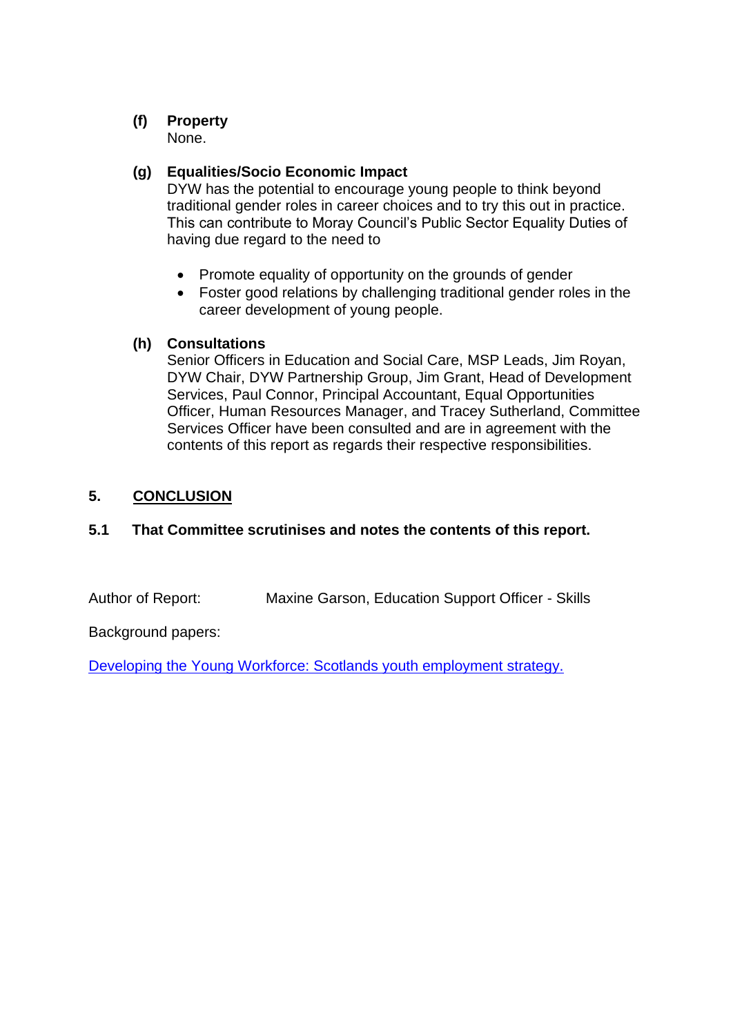**(f) Property**
None.

**(g) Equalities/Socio Economic Impact**
DYW has the potential to encourage young people to think beyond traditional gender roles in career choices and to try this out in practice. This can contribute to Moray Council's Public Sector Equality Duties of having due regard to the need to

- Promote equality of opportunity on the grounds of gender
- Foster good relations by challenging traditional gender roles in the career development of young people.

**(h) Consultations**
Senior Officers in Education and Social Care, MSP Leads, Jim Royan, DYW Chair, DYW Partnership Group, Jim Grant, Head of Development Services, Paul Connor, Principal Accountant, Equal Opportunities Officer, Human Resources Manager, and Tracey Sutherland, Committee Services Officer have been consulted and are in agreement with the contents of this report as regards their respective responsibilities.

## 5. CONCLUSION

**5.1 That Committee scrutinises and notes the contents of this report.**

Author of Report: Maxine Garson, Education Support Officer - Skills

Background papers:

Developing the Young Workforce: Scotlands youth employment strategy.